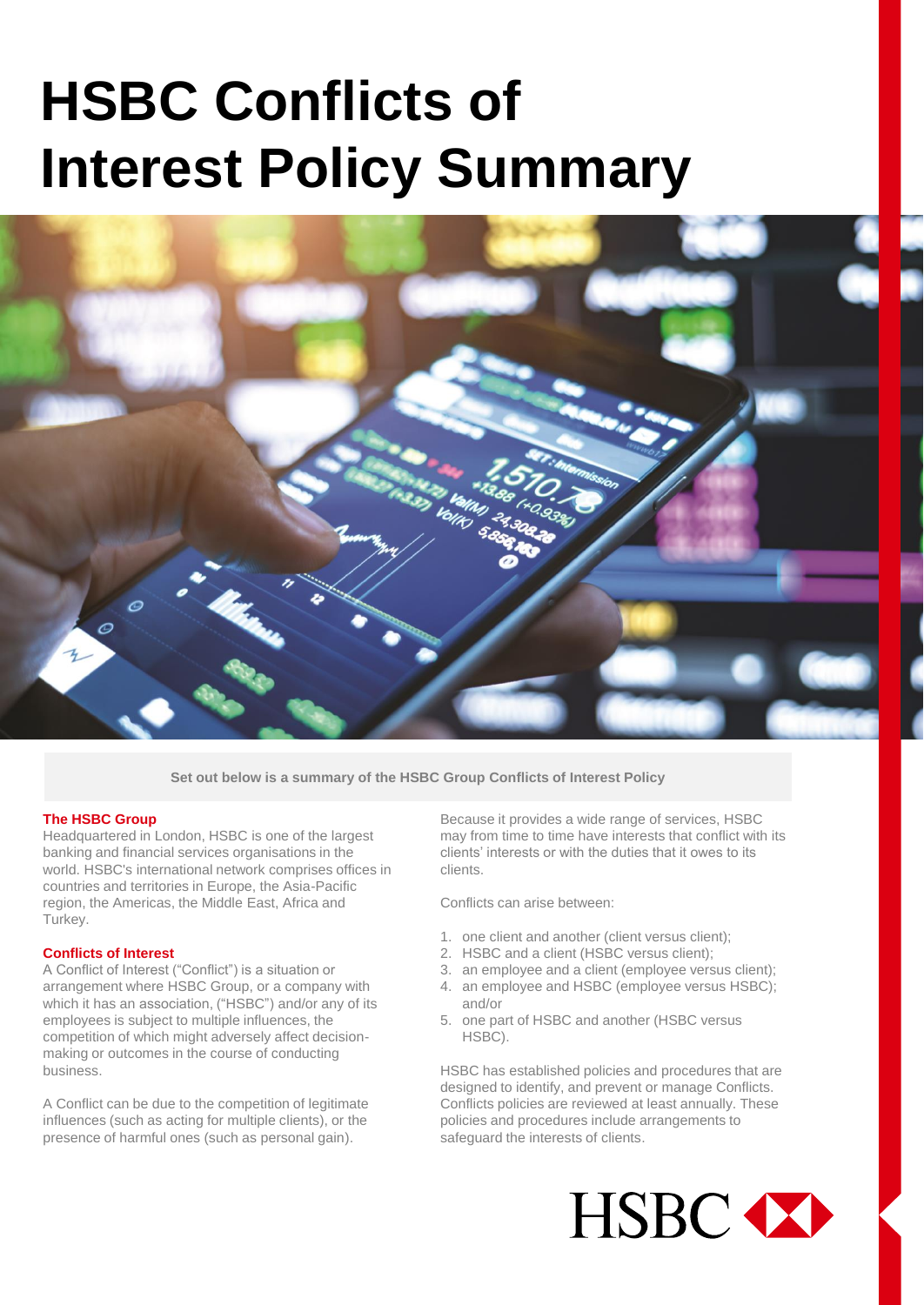# HSBC Conflicts of Interest Policy Summary

**Set out below is a summary of the HSBC Group Conflicts of Interest Policy**

## The HSBC Group

Headquartered in London, HSBC is one of the largest banking and financial services organisations in the world. HSBC's international network comprises offices in countries and territories in Europe, the Asia-Pacific region, the Americas, the Middle East, Africa and Turkey.

## Conflicts of Interest

A Conflict of Interest ("Conflict") is a situation or arrangement where HSBC Group, or a company with which it has an association, ("HSBC") and/or any of its employees is subject to multiple influences, the competition of which might adversely affect decision-making or outcomes in the course of conducting business.

A Conflict can be due to the competition of legitimate influences (such as acting for multiple clients), or the presence of harmful ones (such as personal gain).

Because it provides a wide range of services, HSBC may from time to time have interests that conflict with its clients' interests or with the duties that it owes to its clients.

Conflicts can arise between:

1. one client and another (client versus client);
2. HSBC and a client (HSBC versus client);
3. an employee and a client (employee versus client);
4. an employee and HSBC (employee versus HSBC); and/or
5. one part of HSBC and another (HSBC versus HSBC).

HSBC has established policies and procedures that are designed to identify, and prevent or manage Conflicts. Conflicts policies are reviewed at least annually. These policies and procedures include arrangements to safeguard the interests of clients.

HSBC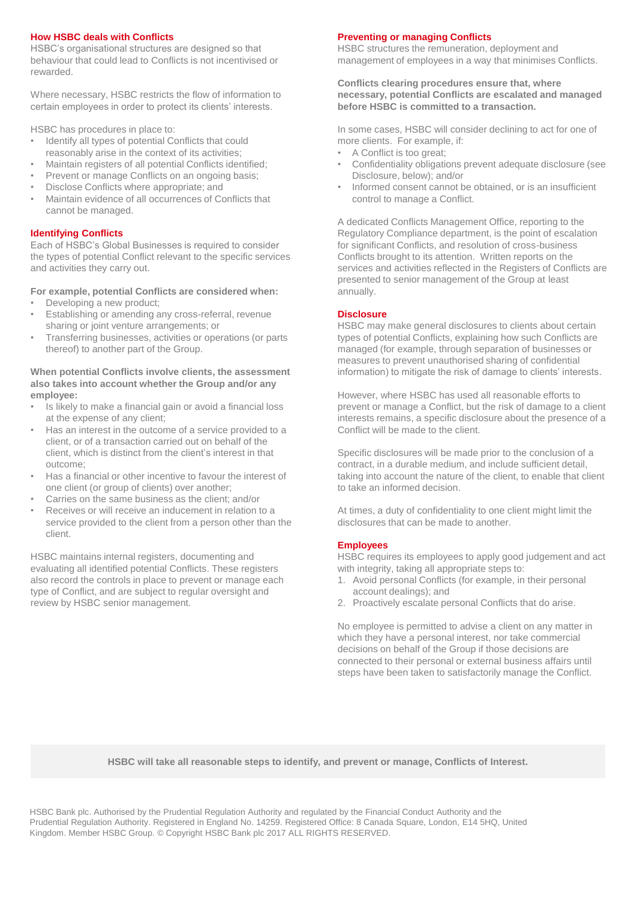## How HSBC deals with Conflicts

HSBC's organisational structures are designed so that behaviour that could lead to Conflicts is not incentivised or rewarded.

Where necessary, HSBC restricts the flow of information to certain employees in order to protect its clients' interests.

HSBC has procedures in place to:

- Identify all types of potential Conflicts that could reasonably arise in the context of its activities;
- Maintain registers of all potential Conflicts identified;
- Prevent or manage Conflicts on an ongoing basis;
- Disclose Conflicts where appropriate; and
- Maintain evidence of all occurrences of Conflicts that cannot be managed.

## Identifying Conflicts

Each of HSBC's Global Businesses is required to consider the types of potential Conflict relevant to the specific services and activities they carry out.

**For example, potential Conflicts are considered when:**

- Developing a new product;
- Establishing or amending any cross-referral, revenue sharing or joint venture arrangements; or
- Transferring businesses, activities or operations (or parts thereof) to another part of the Group.

**When potential Conflicts involve clients, the assessment also takes into account whether the Group and/or any employee:**

- Is likely to make a financial gain or avoid a financial loss at the expense of any client;
- Has an interest in the outcome of a service provided to a client, or of a transaction carried out on behalf of the client, which is distinct from the client's interest in that outcome;
- Has a financial or other incentive to favour the interest of one client (or group of clients) over another;
- Carries on the same business as the client; and/or
- Receives or will receive an inducement in relation to a service provided to the client from a person other than the client.

HSBC maintains internal registers, documenting and evaluating all identified potential Conflicts. These registers also record the controls in place to prevent or manage each type of Conflict, and are subject to regular oversight and review by HSBC senior management.

## Preventing or managing Conflicts

HSBC structures the remuneration, deployment and management of employees in a way that minimises Conflicts.

**Conflicts clearing procedures ensure that, where necessary, potential Conflicts are escalated and managed before HSBC is committed to a transaction.**

In some cases, HSBC will consider declining to act for one of more clients. For example, if:

- A Conflict is too great;
- Confidentiality obligations prevent adequate disclosure (see Disclosure, below); and/or
- Informed consent cannot be obtained, or is an insufficient control to manage a Conflict.

A dedicated Conflicts Management Office, reporting to the Regulatory Compliance department, is the point of escalation for significant Conflicts, and resolution of cross-business Conflicts brought to its attention. Written reports on the services and activities reflected in the Registers of Conflicts are presented to senior management of the Group at least annually.

## Disclosure

HSBC may make general disclosures to clients about certain types of potential Conflicts, explaining how such Conflicts are managed (for example, through separation of businesses or measures to prevent unauthorised sharing of confidential information) to mitigate the risk of damage to clients' interests.

However, where HSBC has used all reasonable efforts to prevent or manage a Conflict, but the risk of damage to a client interests remains, a specific disclosure about the presence of a Conflict will be made to the client.

Specific disclosures will be made prior to the conclusion of a contract, in a durable medium, and include sufficient detail, taking into account the nature of the client, to enable that client to take an informed decision.

At times, a duty of confidentiality to one client might limit the disclosures that can be made to another.

## Employees

HSBC requires its employees to apply good judgement and act with integrity, taking all appropriate steps to:

1. Avoid personal Conflicts (for example, in their personal account dealings); and
2. Proactively escalate personal Conflicts that do arise.

No employee is permitted to advise a client on any matter in which they have a personal interest, nor take commercial decisions on behalf of the Group if those decisions are connected to their personal or external business affairs until steps have been taken to satisfactorily manage the Conflict.

**HSBC will take all reasonable steps to identify, and prevent or manage, Conflicts of Interest.**

HSBC Bank plc. Authorised by the Prudential Regulation Authority and regulated by the Financial Conduct Authority and the Prudential Regulation Authority. Registered in England No. 14259. Registered Office: 8 Canada Square, London, E14 5HQ, United Kingdom. Member HSBC Group. © Copyright HSBC Bank plc 2017 ALL RIGHTS RESERVED.